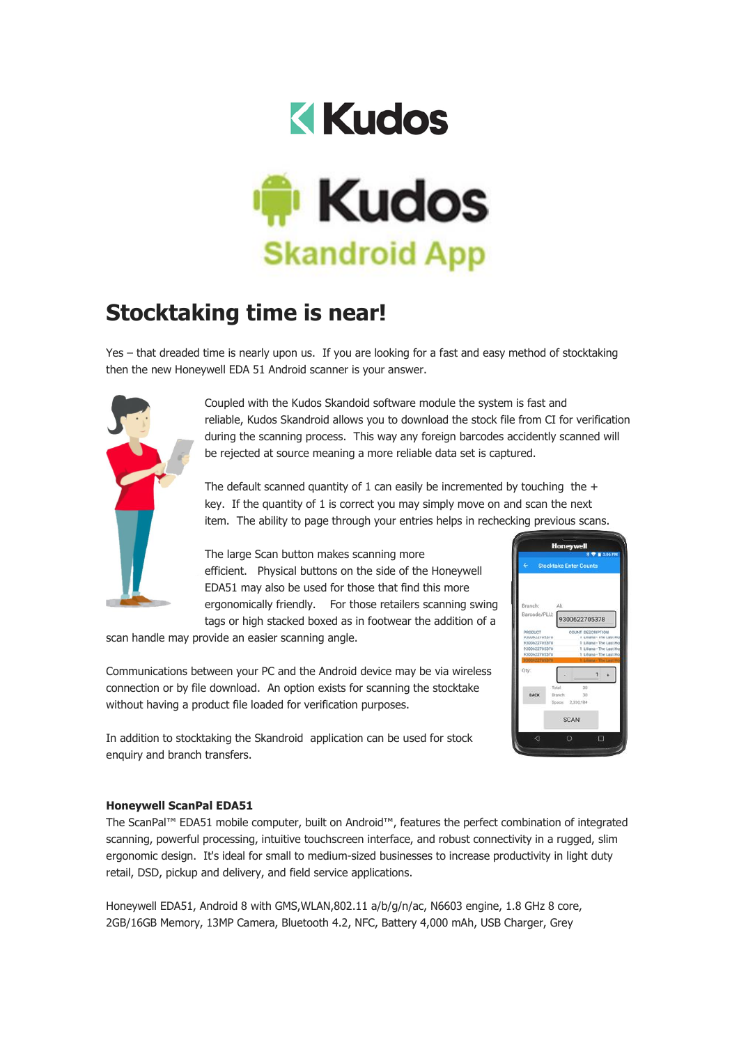# Kudos

# Kudos Skandroid App

## Stocktaking time is near!

Yes – that dreaded time is nearly upon us. If you are looking for a fast and easy method of stocktaking then the new Honeywell EDA 51 Android scanner is your answer.

Coupled with the Kudos Skandoid software module the system is fast and reliable, Kudos Skandroid allows you to download the stock file from CI for verification during the scanning process. This way any foreign barcodes accidently scanned will be rejected at source meaning a more reliable data set is captured.

The default scanned quantity of 1 can easily be incremented by touching the + key. If the quantity of 1 is correct you may simply move on and scan the next item. The ability to page through your entries helps in rechecking previous scans.

The large Scan button makes scanning more efficient. Physical buttons on the side of the Honeywell EDA51 may also be used for those that find this more ergonomically friendly. For those retailers scanning swing tags or high stacked boxed as in footwear the addition of a scan handle may provide an easier scanning angle.

Communications between your PC and the Android device may be via wireless connection or by file download. An option exists for scanning the stocktake without having a product file loaded for verification purposes.

In addition to stocktaking the Skandroid application can be used for stock enquiry and branch transfers.

**Honeywell ScanPal EDA51**

The ScanPal™ EDA51 mobile computer, built on Android™, features the perfect combination of integrated scanning, powerful processing, intuitive touchscreen interface, and robust connectivity in a rugged, slim ergonomic design. It's ideal for small to medium-sized businesses to increase productivity in light duty retail, DSD, pickup and delivery, and field service applications.

Honeywell EDA51, Android 8 with GMS,WLAN,802.11 a/b/g/n/ac, N6603 engine, 1.8 GHz 8 core, 2GB/16GB Memory, 13MP Camera, Bluetooth 4.2, NFC, Battery 4,000 mAh, USB Charger, Grey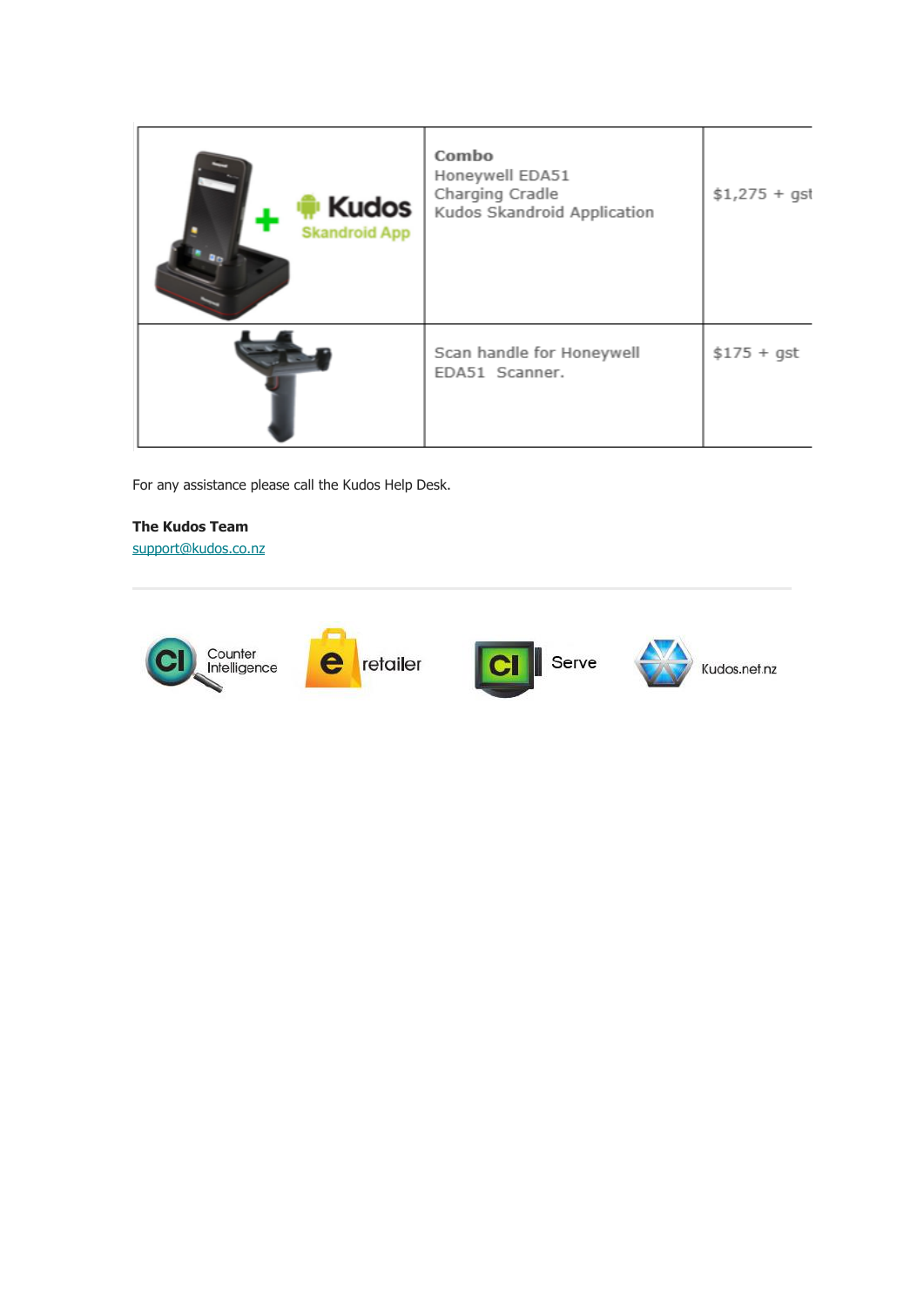| | | |
|---|---|---|
| | **Combo**<br>Honeywell EDA51<br>Charging Cradle<br>Kudos Skandroid Application | $1,275 + gst |
| | Scan handle for Honeywell EDA51 Scanner. | $175 + gst |

For any assistance please call the Kudos Help Desk.

**The Kudos Team**
support@kudos.co.nz